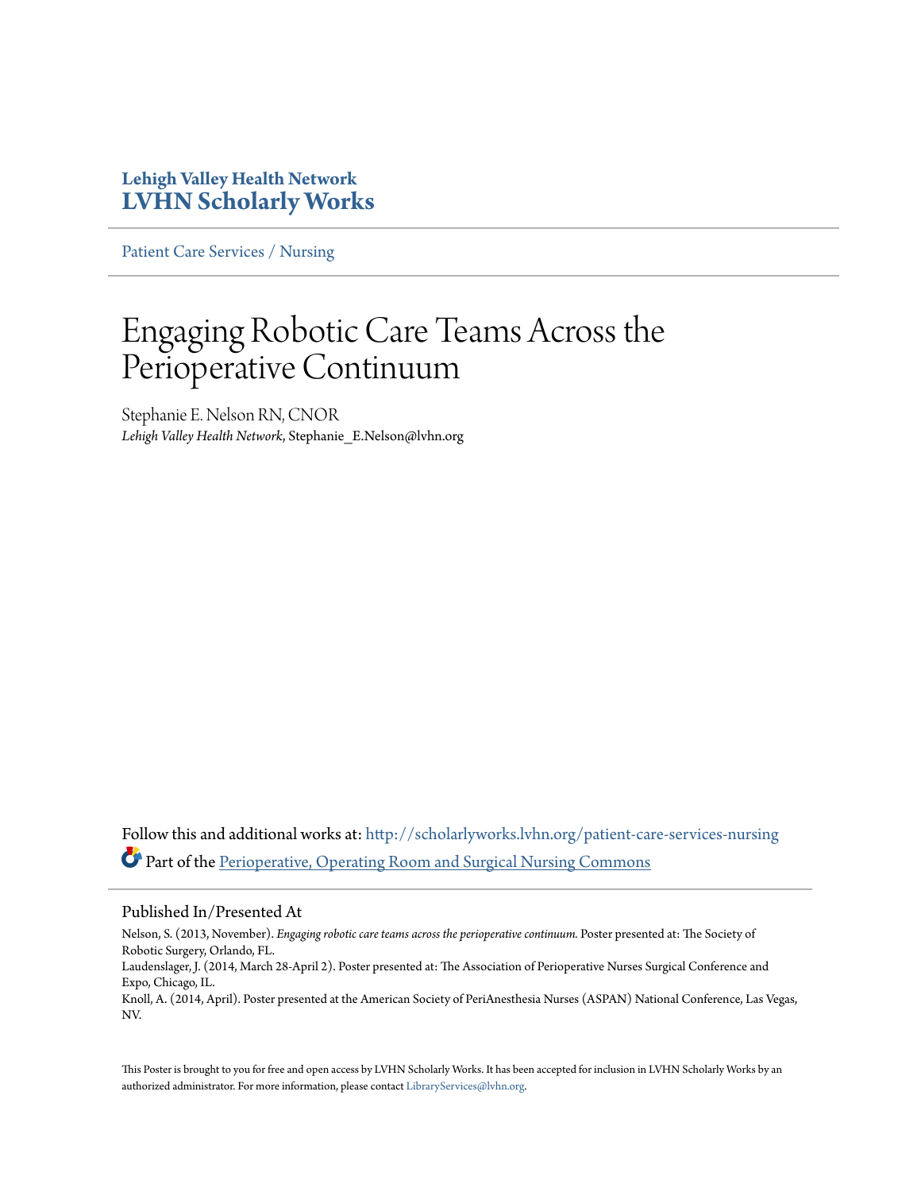**Lehigh Valley Health Network**
**LVHN Scholarly Works**

Patient Care Services / Nursing

# Engaging Robotic Care Teams Across the Perioperative Continuum

Stephanie E. Nelson RN, CNOR
*Lehigh Valley Health Network*, Stephanie_E.Nelson@lvhn.org

Follow this and additional works at: http://scholarlyworks.lvhn.org/patient-care-services-nursing
Part of the Perioperative, Operating Room and Surgical Nursing Commons

## Published In/Presented At

Nelson, S. (2013, November). *Engaging robotic care teams across the perioperative continuum.* Poster presented at: The Society of Robotic Surgery, Orlando, FL.
Laudenslager, J. (2014, March 28-April 2). Poster presented at: The Association of Perioperative Nurses Surgical Conference and Expo, Chicago, IL.
Knoll, A. (2014, April). Poster presented at the American Society of PeriAnesthesia Nurses (ASPAN) National Conference, Las Vegas, NV.

This Poster is brought to you for free and open access by LVHN Scholarly Works. It has been accepted for inclusion in LVHN Scholarly Works by an authorized administrator. For more information, please contact LibraryServices@lvhn.org.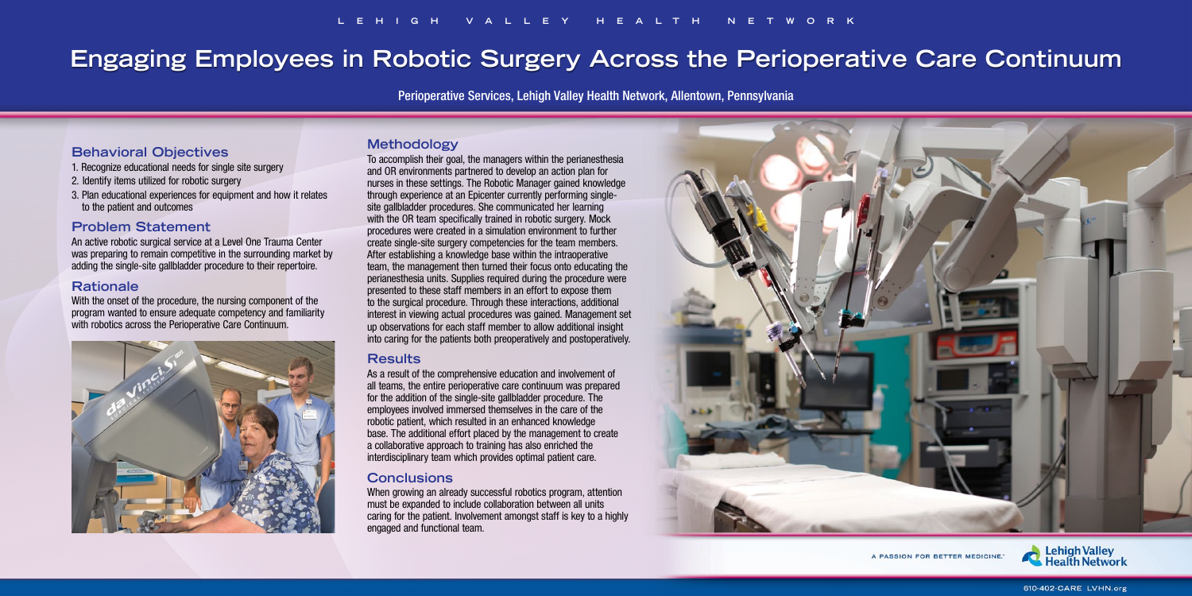LEHIGH VALLEY HEALTH NETWORK

# Engaging Employees in Robotic Surgery Across the Perioperative Care Continuum

Perioperative Services, Lehigh Valley Health Network, Allentown, Pennsylvania

## Behavioral Objectives

1. Recognize educational needs for single site surgery
2. Identify items utilized for robotic surgery
3. Plan educational experiences for equipment and how it relates to the patient and outcomes

## Problem Statement

An active robotic surgical service at a Level One Trauma Center was preparing to remain competitive in the surrounding market by adding the single-site gallbladder procedure to their repertoire.

## Rationale

With the onset of the procedure, the nursing component of the program wanted to ensure adequate competency and familiarity with robotics across the Perioperative Care Continuum.

## Methodology

To accomplish their goal, the managers within the perianesthesia and OR environments partnered to develop an action plan for nurses in these settings. The Robotic Manager gained knowledge through experience at an Epicenter currently performing single-site gallbladder procedures. She communicated her learning with the OR team specifically trained in robotic surgery. Mock procedures were created in a simulation environment to further create single-site surgery competencies for the team members. After establishing a knowledge base within the intraoperative team, the management then turned their focus onto educating the perianesthesia units. Supplies required during the procedure were presented to these staff members in an effort to expose them to the surgical procedure. Through these interactions, additional interest in viewing actual procedures was gained. Management set up observations for each staff member to allow additional insight into caring for the patients both preoperatively and postoperatively.

## Results

As a result of the comprehensive education and involvement of all teams, the entire perioperative care continuum was prepared for the addition of the single-site gallbladder procedure. The employees involved immersed themselves in the care of the robotic patient, which resulted in an enhanced knowledge base. The additional effort placed by the management to create a collaborative approach to training has also enriched the interdisciplinary team which provides optimal patient care.

## Conclusions

When growing an already successful robotics program, attention must be expanded to include collaboration between all units caring for the patient. Involvement amongst staff is key to a highly engaged and functional team.

A PASSION FOR BETTER MEDICINE.™

Lehigh Valley Health Network

610-402-CARE LVHN.org